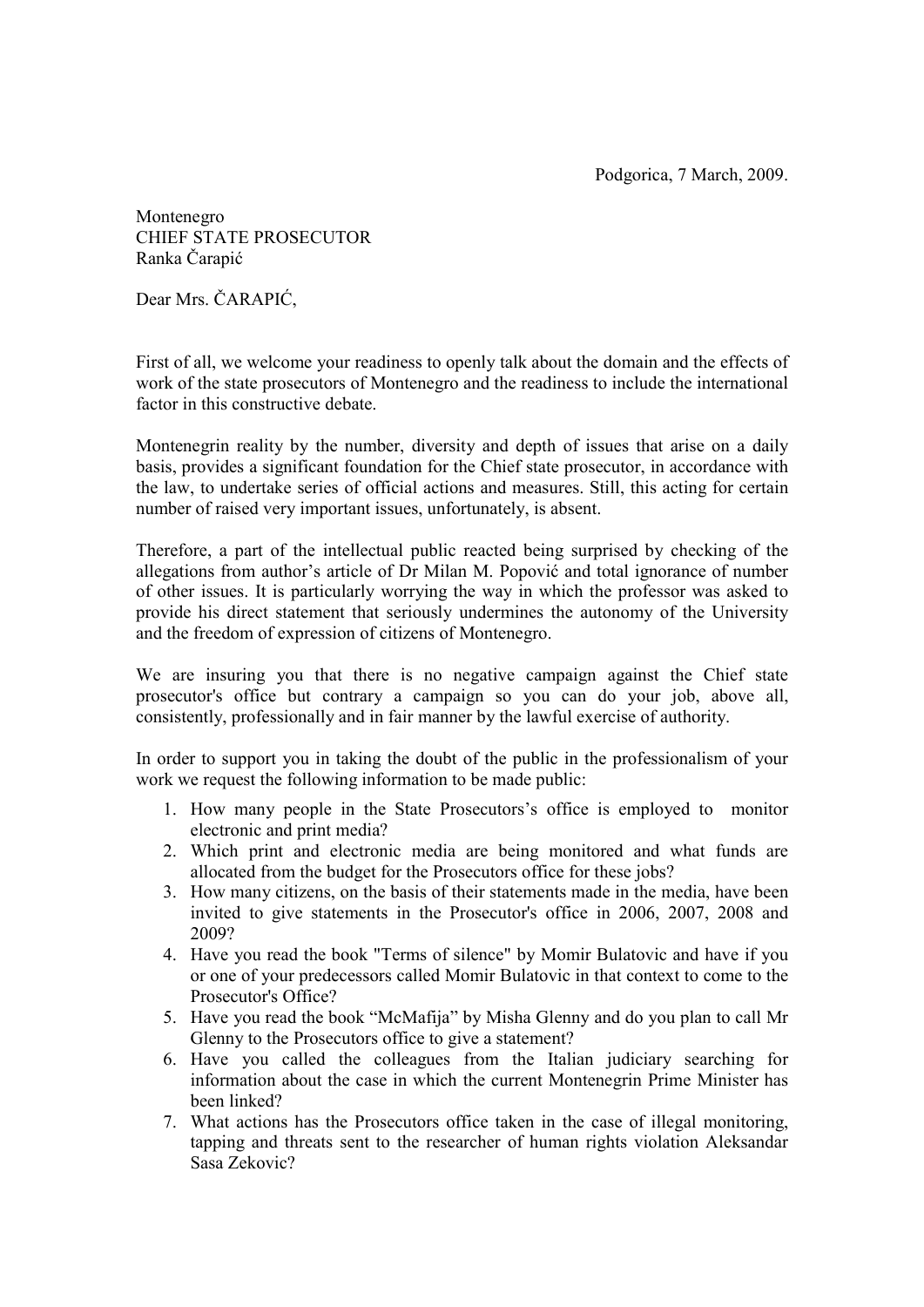Podgorica, 7 March, 2009.

Montenegro
CHIEF STATE PROSECUTOR
Ranka Čarapić

Dear Mrs. ČARAPIĆ,

First of all, we welcome your readiness to openly talk about the domain and the effects of work of the state prosecutors of Montenegro and the readiness to include the international factor in this constructive debate.

Montenegrin reality by the number, diversity and depth of issues that arise on a daily basis, provides a significant foundation for the Chief state prosecutor, in accordance with the law, to undertake series of official actions and measures. Still, this acting for certain number of raised very important issues, unfortunately, is absent.

Therefore, a part of the intellectual public reacted being surprised by checking of the allegations from author's article of Dr Milan M. Popović and total ignorance of number of other issues. It is particularly worrying the way in which the professor was asked to provide his direct statement that seriously undermines the autonomy of the University and the freedom of expression of citizens of Montenegro.

We are insuring you that there is no negative campaign against the Chief state prosecutor's office but contrary a campaign so you can do your job, above all, consistently, professionally and in fair manner by the lawful exercise of authority.

In order to support you in taking the doubt of the public in the professionalism of your work we request the following information to be made public:

1. How many people in the State Prosecutors's office is employed to monitor electronic and print media?
2. Which print and electronic media are being monitored and what funds are allocated from the budget for the Prosecutors office for these jobs?
3. How many citizens, on the basis of their statements made in the media, have been invited to give statements in the Prosecutor's office in 2006, 2007, 2008 and 2009?
4. Have you read the book "Terms of silence" by Momir Bulatovic and have if you or one of your predecessors called Momir Bulatovic in that context to come to the Prosecutor's Office?
5. Have you read the book "McMafija" by Misha Glenny and do you plan to call Mr Glenny to the Prosecutors office to give a statement?
6. Have you called the colleagues from the Italian judiciary searching for information about the case in which the current Montenegrin Prime Minister has been linked?
7. What actions has the Prosecutors office taken in the case of illegal monitoring, tapping and threats sent to the researcher of human rights violation Aleksandar Sasa Zekovic?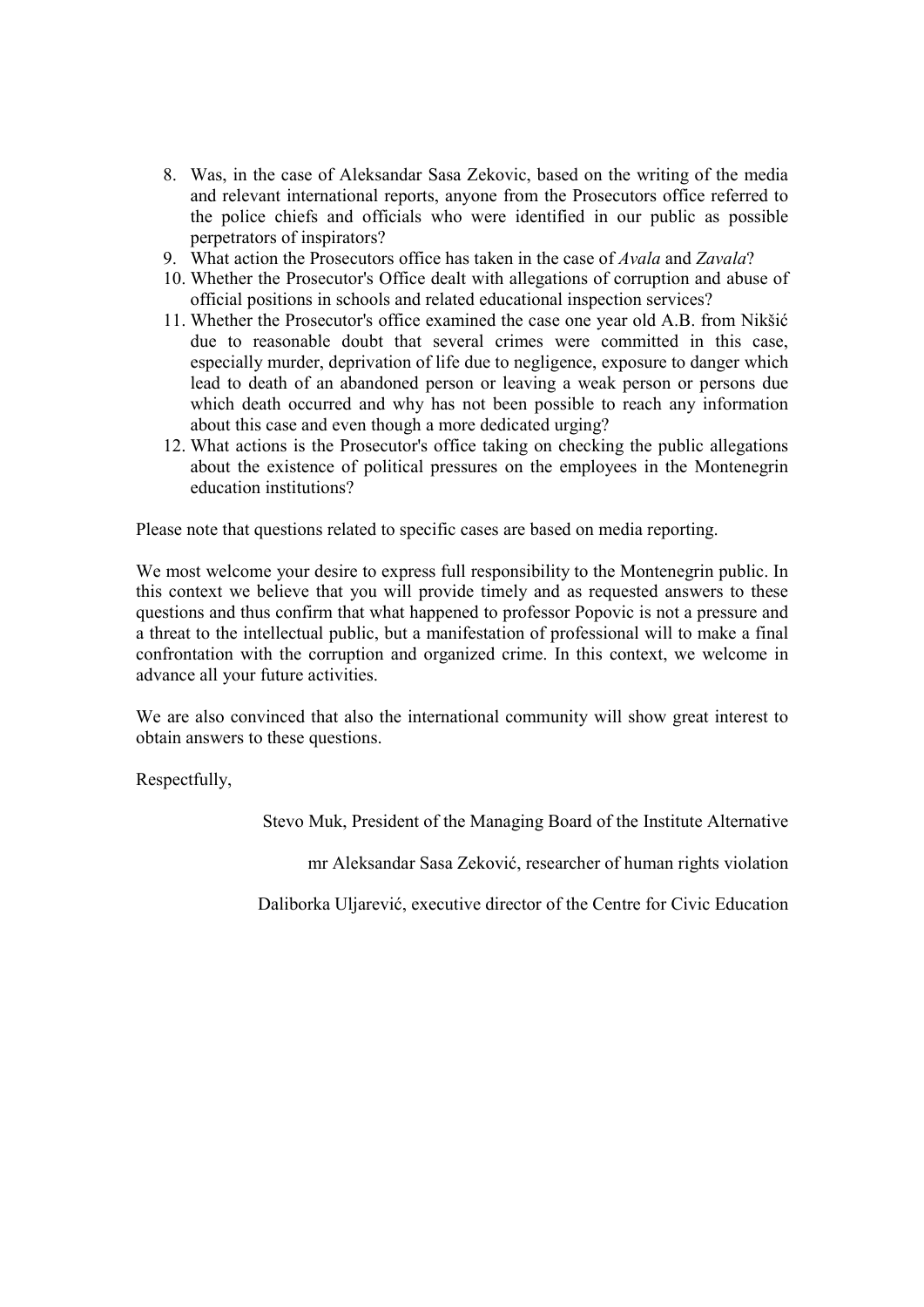8. Was, in the case of Aleksandar Sasa Zekovic, based on the writing of the media and relevant international reports, anyone from the Prosecutors office referred to the police chiefs and officials who were identified in our public as possible perpetrators of inspirators?
9. What action the Prosecutors office has taken in the case of *Avala* and *Zavala*?
10. Whether the Prosecutor's Office dealt with allegations of corruption and abuse of official positions in schools and related educational inspection services?
11. Whether the Prosecutor's office examined the case one year old A.B. from Nikšić due to reasonable doubt that several crimes were committed in this case, especially murder, deprivation of life due to negligence, exposure to danger which lead to death of an abandoned person or leaving a weak person or persons due which death occurred and why has not been possible to reach any information about this case and even though a more dedicated urging?
12. What actions is the Prosecutor's office taking on checking the public allegations about the existence of political pressures on the employees in the Montenegrin education institutions?

Please note that questions related to specific cases are based on media reporting.

We most welcome your desire to express full responsibility to the Montenegrin public. In this context we believe that you will provide timely and as requested answers to these questions and thus confirm that what happened to professor Popovic is not a pressure and a threat to the intellectual public, but a manifestation of professional will to make a final confrontation with the corruption and organized crime. In this context, we welcome in advance all your future activities.

We are also convinced that also the international community will show great interest to obtain answers to these questions.

Respectfully,

Stevo Muk, President of the Managing Board of the Institute Alternative

mr Aleksandar Sasa Zeković, researcher of human rights violation

Daliborka Uljarević, executive director of the Centre for Civic Education